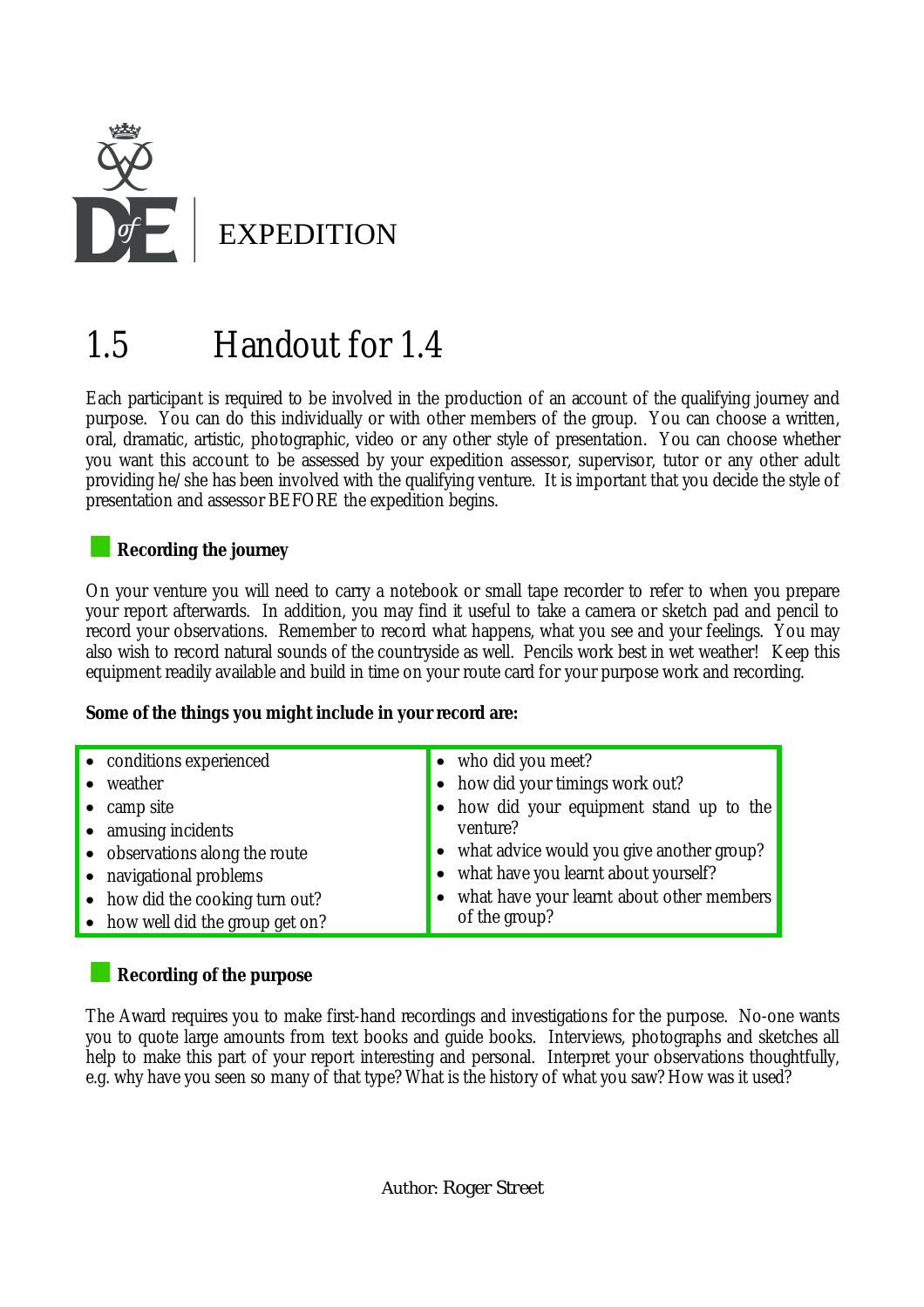EXPEDITION

# 1.5 Handout for 1.4

Each participant is required to be involved in the production of an account of the qualifying journey and purpose. You can do this individually or with other members of the group. You can choose a written, oral, dramatic, artistic, photographic, video or any other style of presentation. You can choose whether you want this account to be assessed by your expedition assessor, supervisor, tutor or any other adult providing he/she has been involved with the qualifying venture. It is important that you decide the style of presentation and assessor BEFORE the expedition begins.

## Recording the journey

On your venture you will need to carry a notebook or small tape recorder to refer to when you prepare your report afterwards. In addition, you may find it useful to take a camera or sketch pad and pencil to record your observations. Remember to record what happens, what you see and your feelings. You may also wish to record natural sounds of the countryside as well. Pencils work best in wet weather! Keep this equipment readily available and build in time on your route card for your purpose work and recording.

**Some of the things you might include in your record are:**

- conditions experienced
- weather
- camp site
- amusing incidents
- observations along the route
- navigational problems
- how did the cooking turn out?
- how well did the group get on?
- who did you meet?
- how did your timings work out?
- how did your equipment stand up to the venture?
- what advice would you give another group?
- what have you learnt about yourself?
- what have your learnt about other members of the group?

## Recording of the purpose

The Award requires you to make first-hand recordings and investigations for the purpose. No-one wants you to quote large amounts from text books and guide books. Interviews, photographs and sketches all help to make this part of your report interesting and personal. Interpret your observations thoughtfully, e.g. why have you seen so many of that type? What is the history of what you saw? How was it used?

Author: Roger Street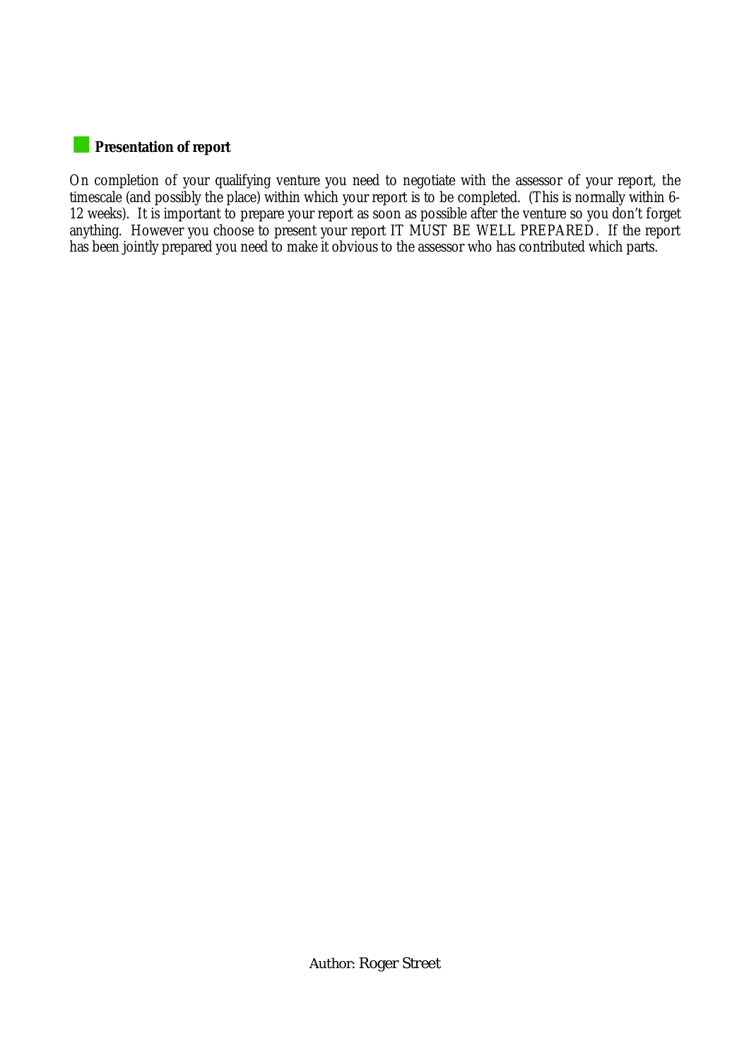### Presentation of report

On completion of your qualifying venture you need to negotiate with the assessor of your report, the timescale (and possibly the place) within which your report is to be completed. (This is normally within 6-12 weeks). It is important to prepare your report as soon as possible after the venture so you don't forget anything. However you choose to present your report IT MUST BE WELL PREPARED. If the report has been jointly prepared you need to make it obvious to the assessor who has contributed which parts.

Author: Roger Street